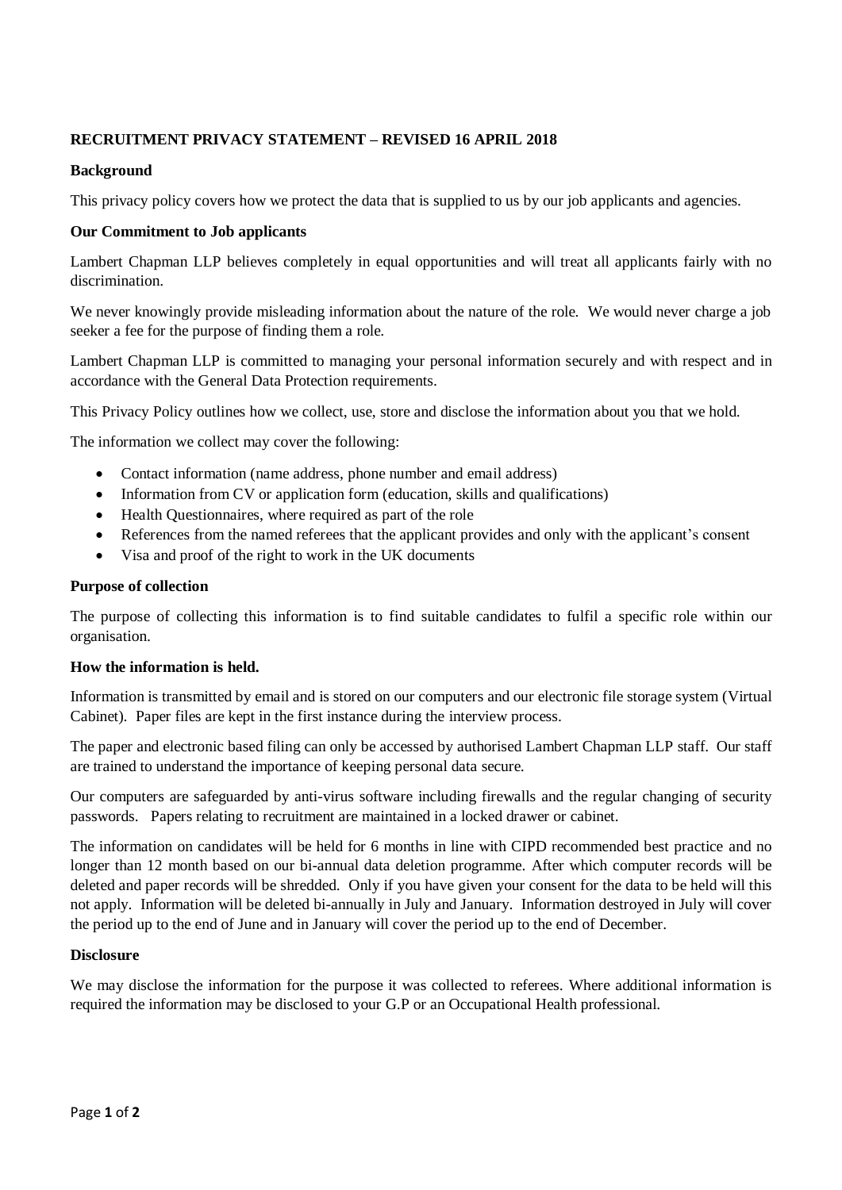**RECRUITMENT PRIVACY STATEMENT – REVISED 16 APRIL 2018**

**Background**

This privacy policy covers how we protect the data that is supplied to us by our job applicants and agencies.

**Our Commitment to Job applicants**

Lambert Chapman LLP believes completely in equal opportunities and will treat all applicants fairly with no discrimination.

We never knowingly provide misleading information about the nature of the role. We would never charge a job seeker a fee for the purpose of finding them a role.

Lambert Chapman LLP is committed to managing your personal information securely and with respect and in accordance with the General Data Protection requirements.

This Privacy Policy outlines how we collect, use, store and disclose the information about you that we hold.

The information we collect may cover the following:

- Contact information (name address, phone number and email address)
- Information from CV or application form (education, skills and qualifications)
- Health Questionnaires, where required as part of the role
- References from the named referees that the applicant provides and only with the applicant's consent
- Visa and proof of the right to work in the UK documents

**Purpose of collection**

The purpose of collecting this information is to find suitable candidates to fulfil a specific role within our organisation.

**How the information is held.**

Information is transmitted by email and is stored on our computers and our electronic file storage system (Virtual Cabinet). Paper files are kept in the first instance during the interview process.

The paper and electronic based filing can only be accessed by authorised Lambert Chapman LLP staff. Our staff are trained to understand the importance of keeping personal data secure.

Our computers are safeguarded by anti-virus software including firewalls and the regular changing of security passwords. Papers relating to recruitment are maintained in a locked drawer or cabinet.

The information on candidates will be held for 6 months in line with CIPD recommended best practice and no longer than 12 month based on our bi-annual data deletion programme. After which computer records will be deleted and paper records will be shredded. Only if you have given your consent for the data to be held will this not apply. Information will be deleted bi-annually in July and January. Information destroyed in July will cover the period up to the end of June and in January will cover the period up to the end of December.

**Disclosure**

We may disclose the information for the purpose it was collected to referees. Where additional information is required the information may be disclosed to your G.P or an Occupational Health professional.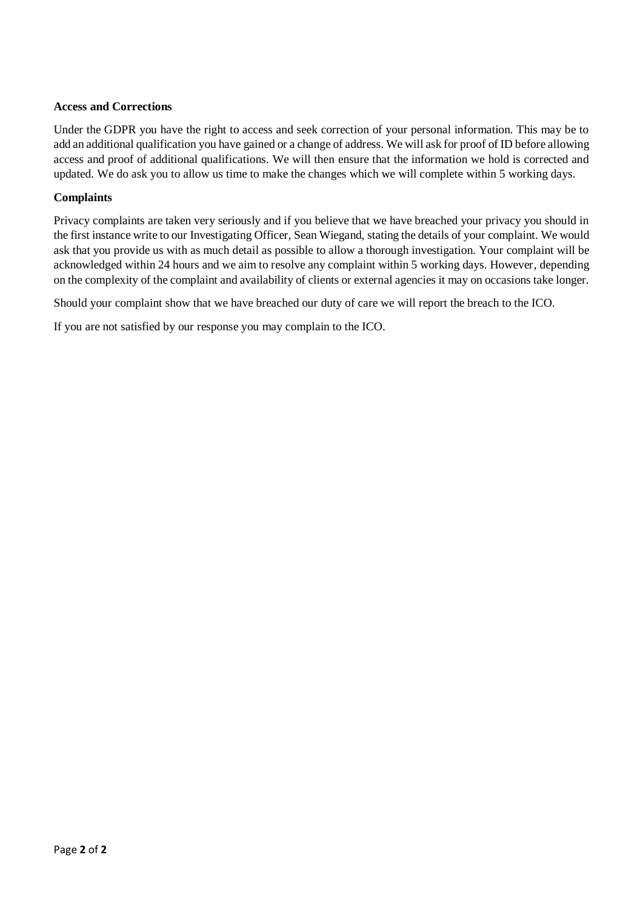**Access and Corrections**

Under the GDPR you have the right to access and seek correction of your personal information. This may be to add an additional qualification you have gained or a change of address. We will ask for proof of ID before allowing access and proof of additional qualifications. We will then ensure that the information we hold is corrected and updated. We do ask you to allow us time to make the changes which we will complete within 5 working days.

**Complaints**

Privacy complaints are taken very seriously and if you believe that we have breached your privacy you should in the first instance write to our Investigating Officer, Sean Wiegand, stating the details of your complaint. We would ask that you provide us with as much detail as possible to allow a thorough investigation. Your complaint will be acknowledged within 24 hours and we aim to resolve any complaint within 5 working days. However, depending on the complexity of the complaint and availability of clients or external agencies it may on occasions take longer.

Should your complaint show that we have breached our duty of care we will report the breach to the ICO.

If you are not satisfied by our response you may complain to the ICO.